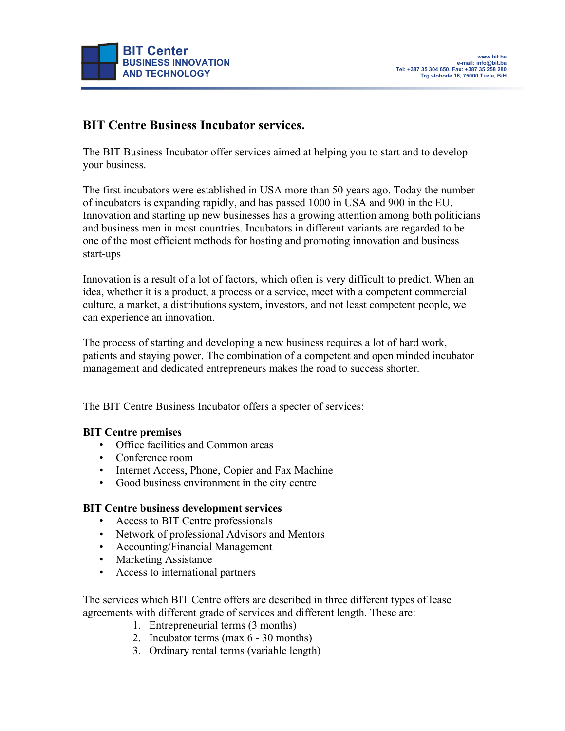**BIT Center**
**BUSINESS INNOVATION AND TECHNOLOGY**

www.bit.ba
e-mail: info@bit.ba
Tel: +387 35 304 650, Fax: +387 35 258 280
Trg slobode 16, 75000 Tuzla, BiH

## BIT Centre Business Incubator services.

The BIT Business Incubator offer services aimed at helping you to start and to develop your business.

The first incubators were established in USA more than 50 years ago. Today the number of incubators is expanding rapidly, and has passed 1000 in USA and 900 in the EU. Innovation and starting up new businesses has a growing attention among both politicians and business men in most countries. Incubators in different variants are regarded to be one of the most efficient methods for hosting and promoting innovation and business start-ups

Innovation is a result of a lot of factors, which often is very difficult to predict. When an idea, whether it is a product, a process or a service, meet with a competent commercial culture, a market, a distributions system, investors, and not least competent people, we can experience an innovation.

The process of starting and developing a new business requires a lot of hard work, patients and staying power. The combination of a competent and open minded incubator management and dedicated entrepreneurs makes the road to success shorter.

<u>The BIT Centre Business Incubator offers a specter of services:</u>

**BIT Centre premises**

- Office facilities and Common areas
- Conference room
- Internet Access, Phone, Copier and Fax Machine
- Good business environment in the city centre

**BIT Centre business development services**

- Access to BIT Centre professionals
- Network of professional Advisors and Mentors
- Accounting/Financial Management
- Marketing Assistance
- Access to international partners

The services which BIT Centre offers are described in three different types of lease agreements with different grade of services and different length. These are:

1. Entrepreneurial terms (3 months)
2. Incubator terms (max 6 - 30 months)
3. Ordinary rental terms (variable length)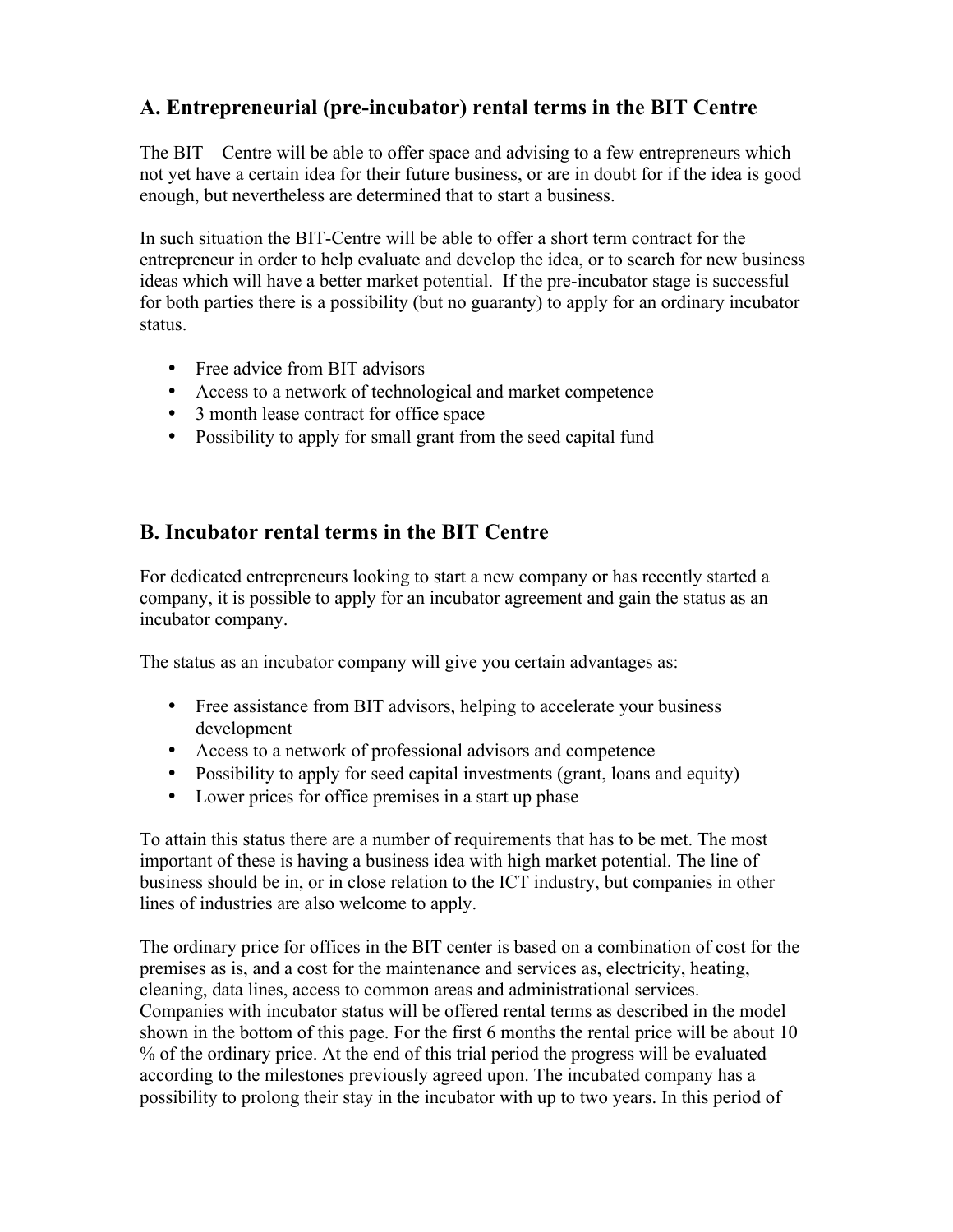## A. Entrepreneurial (pre-incubator) rental terms in the BIT Centre

The BIT – Centre will be able to offer space and advising to a few entrepreneurs which not yet have a certain idea for their future business, or are in doubt for if the idea is good enough, but nevertheless are determined that to start a business.

In such situation the BIT-Centre will be able to offer a short term contract for the entrepreneur in order to help evaluate and develop the idea, or to search for new business ideas which will have a better market potential. If the pre-incubator stage is successful for both parties there is a possibility (but no guaranty) to apply for an ordinary incubator status.

- Free advice from BIT advisors
- Access to a network of technological and market competence
- 3 month lease contract for office space
- Possibility to apply for small grant from the seed capital fund

## B. Incubator rental terms in the BIT Centre

For dedicated entrepreneurs looking to start a new company or has recently started a company, it is possible to apply for an incubator agreement and gain the status as an incubator company.

The status as an incubator company will give you certain advantages as:

- Free assistance from BIT advisors, helping to accelerate your business development
- Access to a network of professional advisors and competence
- Possibility to apply for seed capital investments (grant, loans and equity)
- Lower prices for office premises in a start up phase

To attain this status there are a number of requirements that has to be met. The most important of these is having a business idea with high market potential. The line of business should be in, or in close relation to the ICT industry, but companies in other lines of industries are also welcome to apply.

The ordinary price for offices in the BIT center is based on a combination of cost for the premises as is, and a cost for the maintenance and services as, electricity, heating, cleaning, data lines, access to common areas and administrational services. Companies with incubator status will be offered rental terms as described in the model shown in the bottom of this page. For the first 6 months the rental price will be about 10 % of the ordinary price. At the end of this trial period the progress will be evaluated according to the milestones previously agreed upon. The incubated company has a possibility to prolong their stay in the incubator with up to two years. In this period of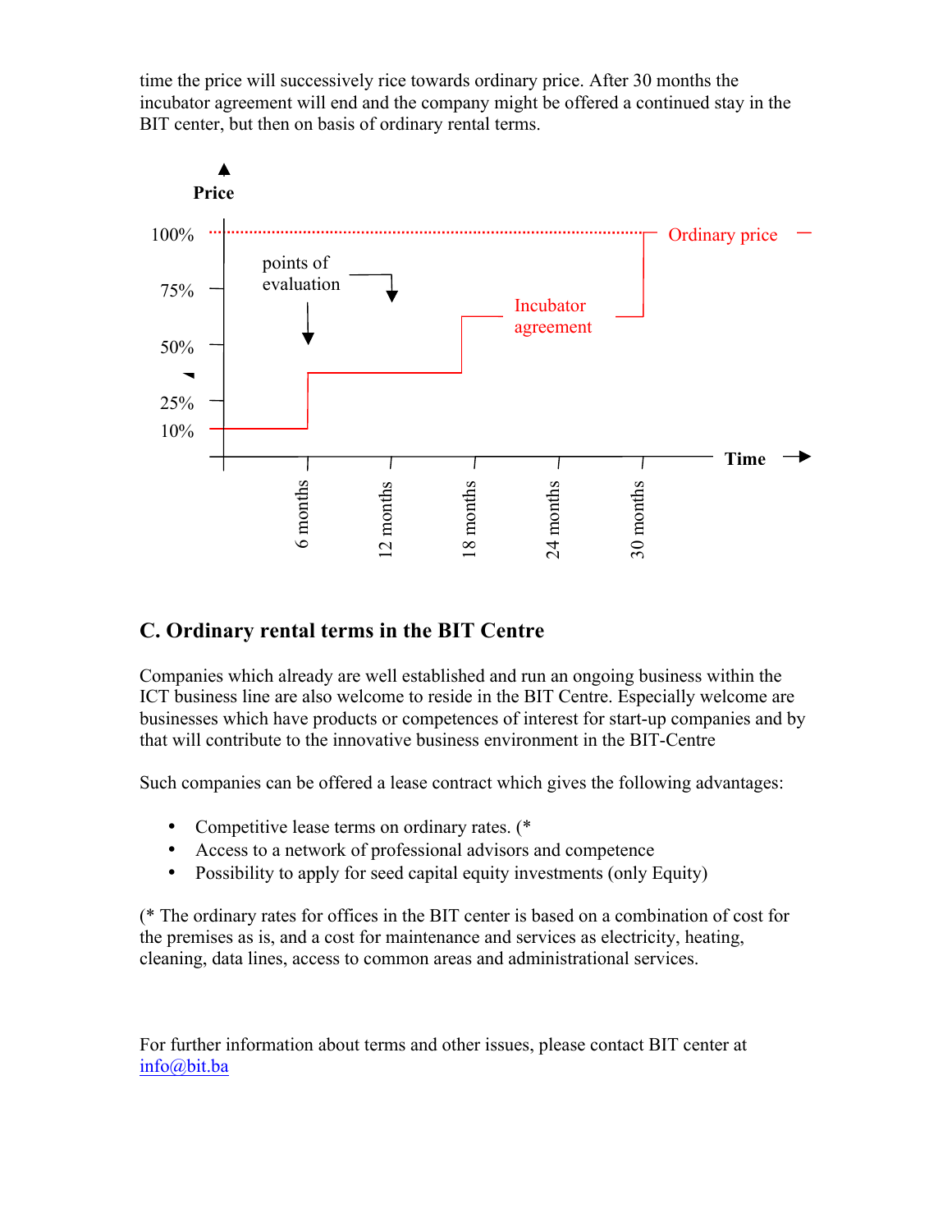time the price will successively rice towards ordinary price. After 30 months the incubator agreement will end and the company might be offered a continued stay in the BIT center, but then on basis of ordinary rental terms.

Price

100%

75%

50%

25%

10%

points of evaluation

Incubator agreement

Ordinary price

Time

6 months

12 months

18 months

24 months

30 months

## C. Ordinary rental terms in the BIT Centre

Companies which already are well established and run an ongoing business within the ICT business line are also welcome to reside in the BIT Centre. Especially welcome are businesses which have products or competences of interest for start-up companies and by that will contribute to the innovative business environment in the BIT-Centre

Such companies can be offered a lease contract which gives the following advantages:

- Competitive lease terms on ordinary rates. (*
- Access to a network of professional advisors and competence
- Possibility to apply for seed capital equity investments (only Equity)

(* The ordinary rates for offices in the BIT center is based on a combination of cost for the premises as is, and a cost for maintenance and services as electricity, heating, cleaning, data lines, access to common areas and administrational services.

For further information about terms and other issues, please contact BIT center at info@bit.ba